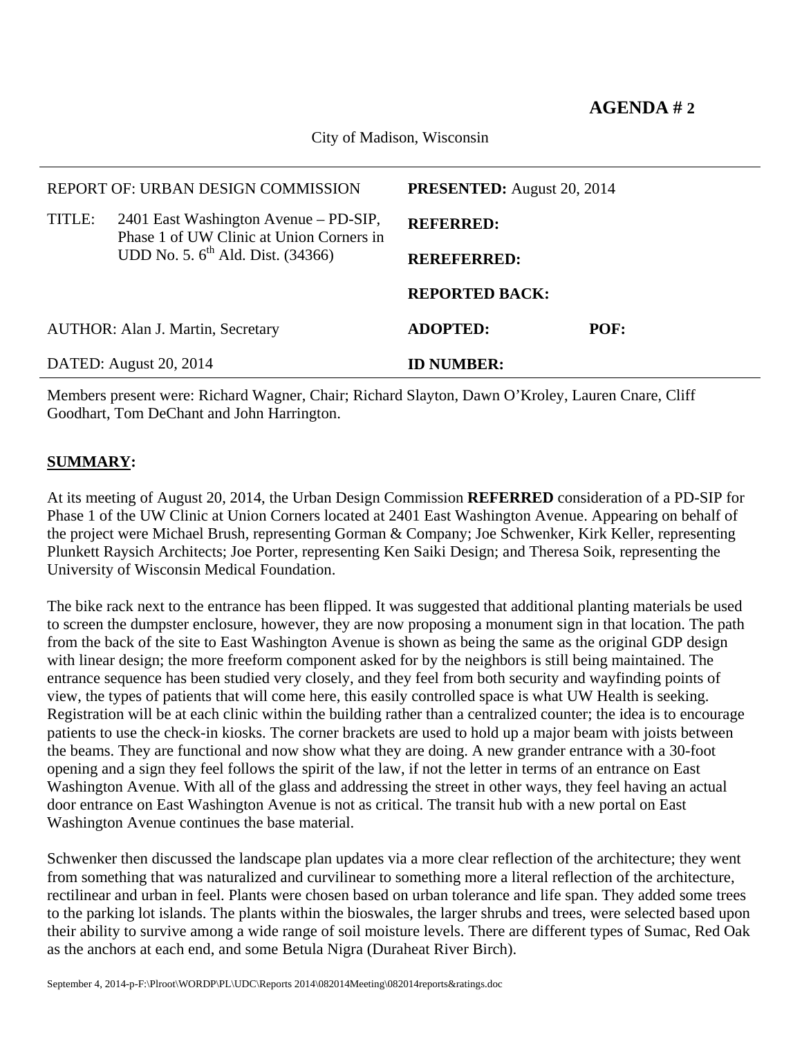**AGENDA # 2**

City of Madison, Wisconsin

| | |
|---|---|
| REPORT OF: URBAN DESIGN COMMISSION | **PRESENTED:** August 20, 2014 |
| TITLE: 2401 East Washington Avenue – PD-SIP, Phase 1 of UW Clinic at Union Corners in UDD No. 5. 6th Ald. Dist. (34366) | **REFERRED:** |
| | **REREFERRED:** |
| | **REPORTED BACK:** |
| AUTHOR: Alan J. Martin, Secretary | **ADOPTED:** **POF:** |
| DATED: August 20, 2014 | **ID NUMBER:** |

Members present were: Richard Wagner, Chair; Richard Slayton, Dawn O'Kroley, Lauren Cnare, Cliff Goodhart, Tom DeChant and John Harrington.

## SUMMARY:

At its meeting of August 20, 2014, the Urban Design Commission **REFERRED** consideration of a PD-SIP for Phase 1 of the UW Clinic at Union Corners located at 2401 East Washington Avenue. Appearing on behalf of the project were Michael Brush, representing Gorman & Company; Joe Schwenker, Kirk Keller, representing Plunkett Raysich Architects; Joe Porter, representing Ken Saiki Design; and Theresa Soik, representing the University of Wisconsin Medical Foundation.

The bike rack next to the entrance has been flipped. It was suggested that additional planting materials be used to screen the dumpster enclosure, however, they are now proposing a monument sign in that location. The path from the back of the site to East Washington Avenue is shown as being the same as the original GDP design with linear design; the more freeform component asked for by the neighbors is still being maintained. The entrance sequence has been studied very closely, and they feel from both security and wayfinding points of view, the types of patients that will come here, this easily controlled space is what UW Health is seeking. Registration will be at each clinic within the building rather than a centralized counter; the idea is to encourage patients to use the check-in kiosks. The corner brackets are used to hold up a major beam with joists between the beams. They are functional and now show what they are doing. A new grander entrance with a 30-foot opening and a sign they feel follows the spirit of the law, if not the letter in terms of an entrance on East Washington Avenue. With all of the glass and addressing the street in other ways, they feel having an actual door entrance on East Washington Avenue is not as critical. The transit hub with a new portal on East Washington Avenue continues the base material.

Schwenker then discussed the landscape plan updates via a more clear reflection of the architecture; they went from something that was naturalized and curvilinear to something more a literal reflection of the architecture, rectilinear and urban in feel. Plants were chosen based on urban tolerance and life span. They added some trees to the parking lot islands. The plants within the bioswales, the larger shrubs and trees, were selected based upon their ability to survive among a wide range of soil moisture levels. There are different types of Sumac, Red Oak as the anchors at each end, and some Betula Nigra (Duraheat River Birch).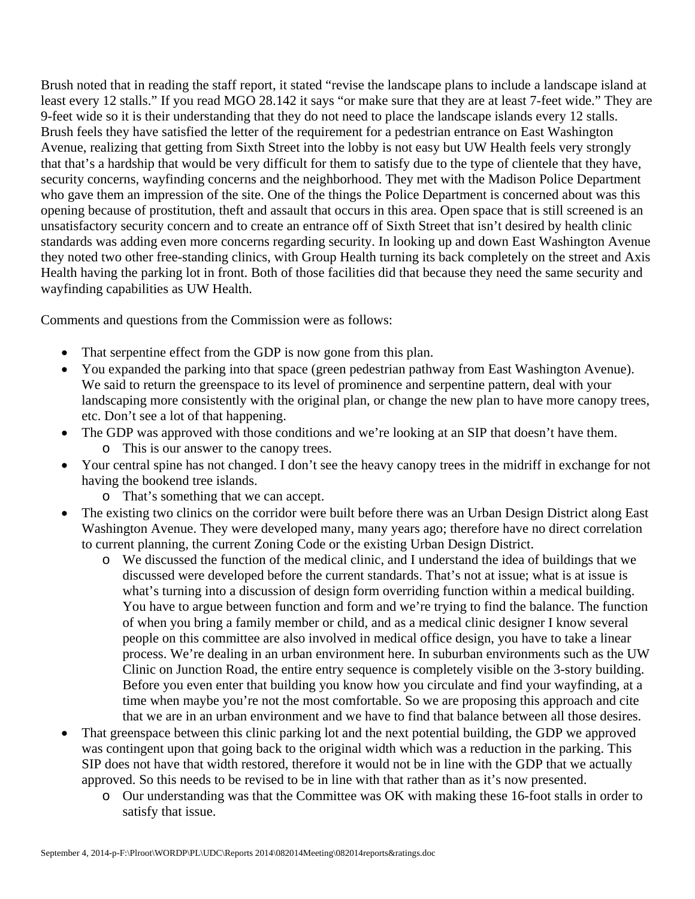Brush noted that in reading the staff report, it stated "revise the landscape plans to include a landscape island at least every 12 stalls." If you read MGO 28.142 it says "or make sure that they are at least 7-feet wide." They are 9-feet wide so it is their understanding that they do not need to place the landscape islands every 12 stalls. Brush feels they have satisfied the letter of the requirement for a pedestrian entrance on East Washington Avenue, realizing that getting from Sixth Street into the lobby is not easy but UW Health feels very strongly that that's a hardship that would be very difficult for them to satisfy due to the type of clientele that they have, security concerns, wayfinding concerns and the neighborhood. They met with the Madison Police Department who gave them an impression of the site. One of the things the Police Department is concerned about was this opening because of prostitution, theft and assault that occurs in this area. Open space that is still screened is an unsatisfactory security concern and to create an entrance off of Sixth Street that isn't desired by health clinic standards was adding even more concerns regarding security. In looking up and down East Washington Avenue they noted two other free-standing clinics, with Group Health turning its back completely on the street and Axis Health having the parking lot in front. Both of those facilities did that because they need the same security and wayfinding capabilities as UW Health.

Comments and questions from the Commission were as follows:

- That serpentine effect from the GDP is now gone from this plan.
- You expanded the parking into that space (green pedestrian pathway from East Washington Avenue). We said to return the greenspace to its level of prominence and serpentine pattern, deal with your landscaping more consistently with the original plan, or change the new plan to have more canopy trees, etc. Don't see a lot of that happening.
- The GDP was approved with those conditions and we're looking at an SIP that doesn't have them.
  - This is our answer to the canopy trees.
- Your central spine has not changed. I don't see the heavy canopy trees in the midriff in exchange for not having the bookend tree islands.
  - That's something that we can accept.
- The existing two clinics on the corridor were built before there was an Urban Design District along East Washington Avenue. They were developed many, many years ago; therefore have no direct correlation to current planning, the current Zoning Code or the existing Urban Design District.
  - We discussed the function of the medical clinic, and I understand the idea of buildings that we discussed were developed before the current standards. That's not at issue; what is at issue is what's turning into a discussion of design form overriding function within a medical building. You have to argue between function and form and we're trying to find the balance. The function of when you bring a family member or child, and as a medical clinic designer I know several people on this committee are also involved in medical office design, you have to take a linear process. We're dealing in an urban environment here. In suburban environments such as the UW Clinic on Junction Road, the entire entry sequence is completely visible on the 3-story building. Before you even enter that building you know how you circulate and find your wayfinding, at a time when maybe you're not the most comfortable. So we are proposing this approach and cite that we are in an urban environment and we have to find that balance between all those desires.
- That greenspace between this clinic parking lot and the next potential building, the GDP we approved was contingent upon that going back to the original width which was a reduction in the parking. This SIP does not have that width restored, therefore it would not be in line with the GDP that we actually approved. So this needs to be revised to be in line with that rather than as it's now presented.
  - Our understanding was that the Committee was OK with making these 16-foot stalls in order to satisfy that issue.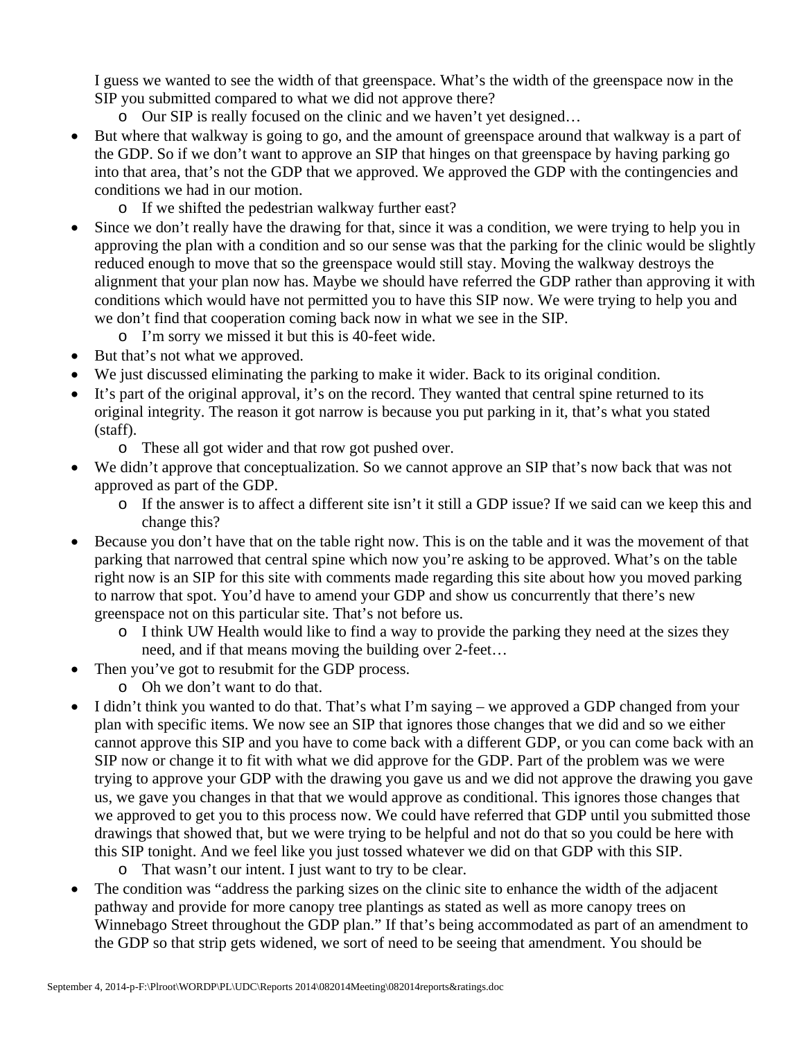I guess we wanted to see the width of that greenspace. What's the width of the greenspace now in the SIP you submitted compared to what we did not approve there?

  - Our SIP is really focused on the clinic and we haven't yet designed…

- But where that walkway is going to go, and the amount of greenspace around that walkway is a part of the GDP. So if we don't want to approve an SIP that hinges on that greenspace by having parking go into that area, that's not the GDP that we approved. We approved the GDP with the contingencies and conditions we had in our motion.
  - If we shifted the pedestrian walkway further east?
- Since we don't really have the drawing for that, since it was a condition, we were trying to help you in approving the plan with a condition and so our sense was that the parking for the clinic would be slightly reduced enough to move that so the greenspace would still stay. Moving the walkway destroys the alignment that your plan now has. Maybe we should have referred the GDP rather than approving it with conditions which would have not permitted you to have this SIP now. We were trying to help you and we don't find that cooperation coming back now in what we see in the SIP.
  - I'm sorry we missed it but this is 40-feet wide.
- But that's not what we approved.
- We just discussed eliminating the parking to make it wider. Back to its original condition.
- It's part of the original approval, it's on the record. They wanted that central spine returned to its original integrity. The reason it got narrow is because you put parking in it, that's what you stated (staff).
  - These all got wider and that row got pushed over.
- We didn't approve that conceptualization. So we cannot approve an SIP that's now back that was not approved as part of the GDP.
  - If the answer is to affect a different site isn't it still a GDP issue? If we said can we keep this and change this?
- Because you don't have that on the table right now. This is on the table and it was the movement of that parking that narrowed that central spine which now you're asking to be approved. What's on the table right now is an SIP for this site with comments made regarding this site about how you moved parking to narrow that spot. You'd have to amend your GDP and show us concurrently that there's new greenspace not on this particular site. That's not before us.
  - I think UW Health would like to find a way to provide the parking they need at the sizes they need, and if that means moving the building over 2-feet…
- Then you've got to resubmit for the GDP process.
  - Oh we don't want to do that.
- I didn't think you wanted to do that. That's what I'm saying – we approved a GDP changed from your plan with specific items. We now see an SIP that ignores those changes that we did and so we either cannot approve this SIP and you have to come back with a different GDP, or you can come back with an SIP now or change it to fit with what we did approve for the GDP. Part of the problem was we were trying to approve your GDP with the drawing you gave us and we did not approve the drawing you gave us, we gave you changes in that that we would approve as conditional. This ignores those changes that we approved to get you to this process now. We could have referred that GDP until you submitted those drawings that showed that, but we were trying to be helpful and not do that so you could be here with this SIP tonight. And we feel like you just tossed whatever we did on that GDP with this SIP.
  - That wasn't our intent. I just want to try to be clear.
- The condition was "address the parking sizes on the clinic site to enhance the width of the adjacent pathway and provide for more canopy tree plantings as stated as well as more canopy trees on Winnebago Street throughout the GDP plan." If that's being accommodated as part of an amendment to the GDP so that strip gets widened, we sort of need to be seeing that amendment. You should be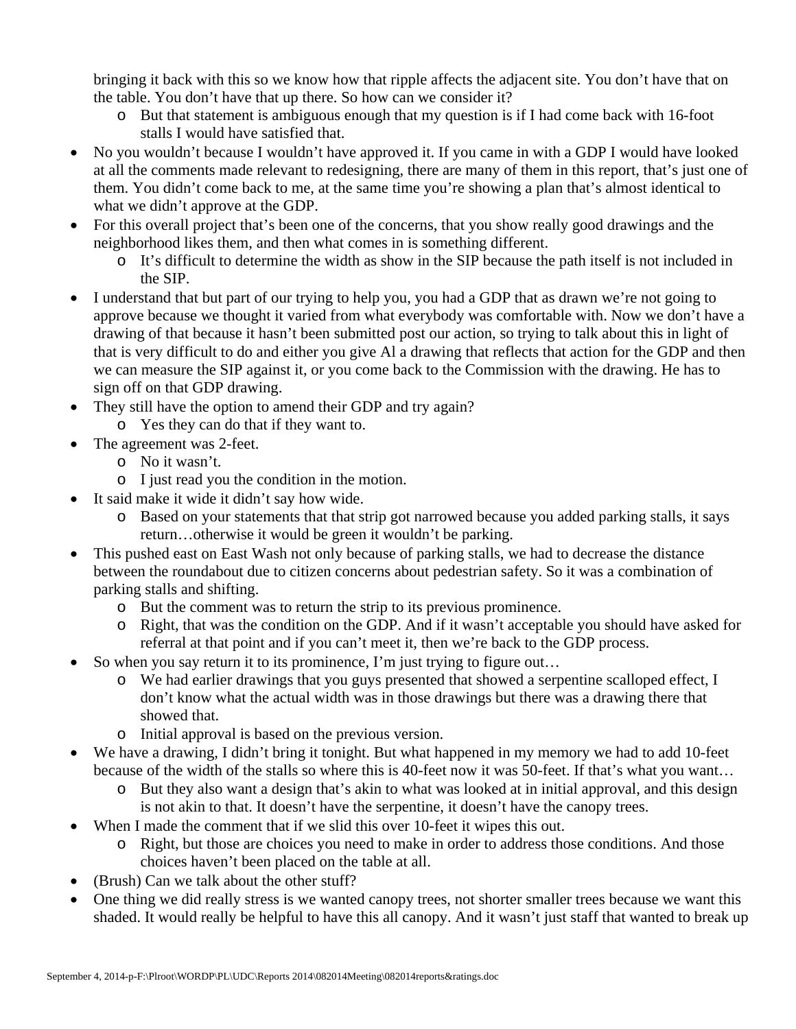bringing it back with this so we know how that ripple affects the adjacent site. You don't have that on the table. You don't have that up there. So how can we consider it?

  - But that statement is ambiguous enough that my question is if I had come back with 16-foot stalls I would have satisfied that.
- No you wouldn't because I wouldn't have approved it. If you came in with a GDP I would have looked at all the comments made relevant to redesigning, there are many of them in this report, that's just one of them. You didn't come back to me, at the same time you're showing a plan that's almost identical to what we didn't approve at the GDP.
- For this overall project that's been one of the concerns, that you show really good drawings and the neighborhood likes them, and then what comes in is something different.
  - It's difficult to determine the width as show in the SIP because the path itself is not included in the SIP.
- I understand that but part of our trying to help you, you had a GDP that as drawn we're not going to approve because we thought it varied from what everybody was comfortable with. Now we don't have a drawing of that because it hasn't been submitted post our action, so trying to talk about this in light of that is very difficult to do and either you give Al a drawing that reflects that action for the GDP and then we can measure the SIP against it, or you come back to the Commission with the drawing. He has to sign off on that GDP drawing.
- They still have the option to amend their GDP and try again?
  - Yes they can do that if they want to.
- The agreement was 2-feet.
  - No it wasn't.
  - I just read you the condition in the motion.
- It said make it wide it didn't say how wide.
  - Based on your statements that that strip got narrowed because you added parking stalls, it says return…otherwise it would be green it wouldn't be parking.
- This pushed east on East Wash not only because of parking stalls, we had to decrease the distance between the roundabout due to citizen concerns about pedestrian safety. So it was a combination of parking stalls and shifting.
  - But the comment was to return the strip to its previous prominence.
  - Right, that was the condition on the GDP. And if it wasn't acceptable you should have asked for referral at that point and if you can't meet it, then we're back to the GDP process.
- So when you say return it to its prominence, I'm just trying to figure out…
  - We had earlier drawings that you guys presented that showed a serpentine scalloped effect, I don't know what the actual width was in those drawings but there was a drawing there that showed that.
  - Initial approval is based on the previous version.
- We have a drawing, I didn't bring it tonight. But what happened in my memory we had to add 10-feet because of the width of the stalls so where this is 40-feet now it was 50-feet. If that's what you want…
  - But they also want a design that's akin to what was looked at in initial approval, and this design is not akin to that. It doesn't have the serpentine, it doesn't have the canopy trees.
- When I made the comment that if we slid this over 10-feet it wipes this out.
  - Right, but those are choices you need to make in order to address those conditions. And those choices haven't been placed on the table at all.
- (Brush) Can we talk about the other stuff?
- One thing we did really stress is we wanted canopy trees, not shorter smaller trees because we want this shaded. It would really be helpful to have this all canopy. And it wasn't just staff that wanted to break up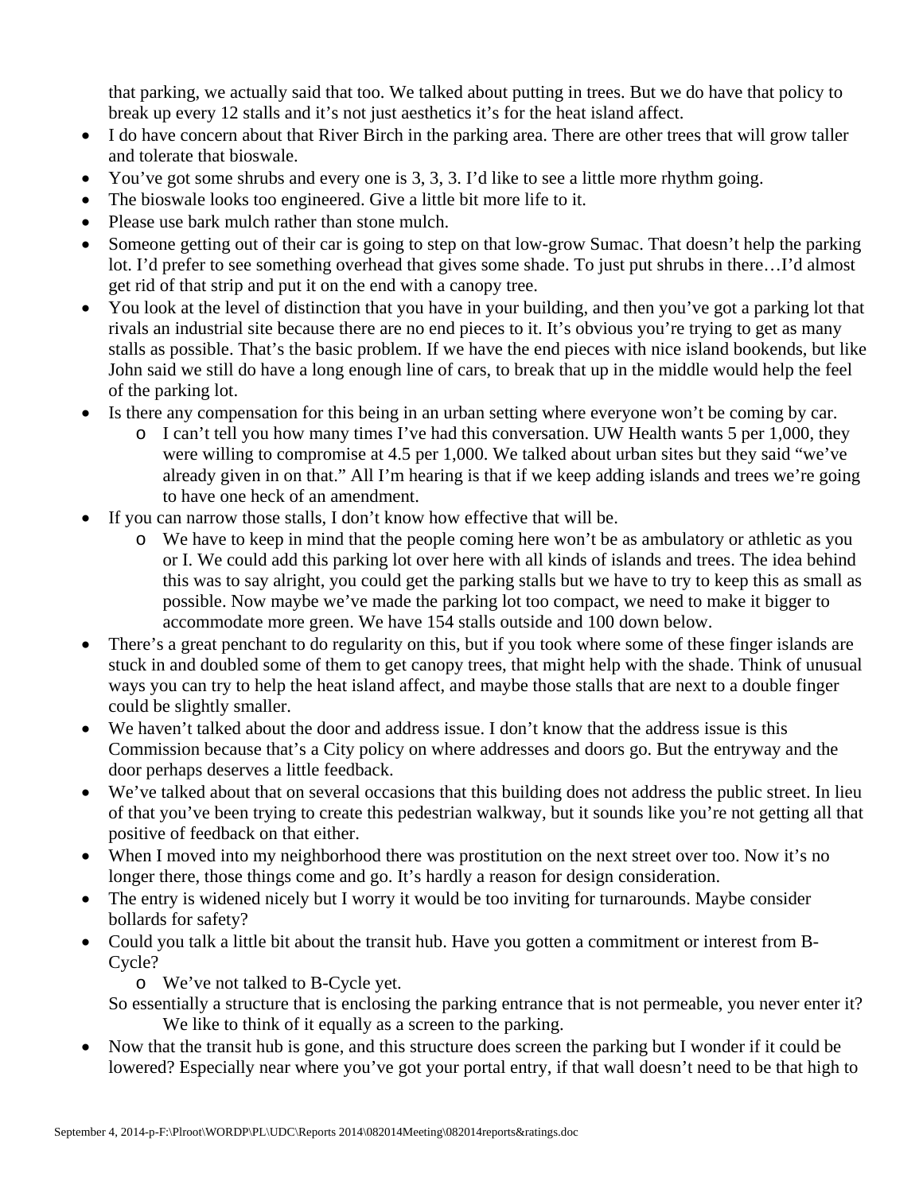that parking, we actually said that too. We talked about putting in trees. But we do have that policy to break up every 12 stalls and it's not just aesthetics it's for the heat island affect.

- I do have concern about that River Birch in the parking area. There are other trees that will grow taller and tolerate that bioswale.
- You've got some shrubs and every one is 3, 3, 3. I'd like to see a little more rhythm going.
- The bioswale looks too engineered. Give a little bit more life to it.
- Please use bark mulch rather than stone mulch.
- Someone getting out of their car is going to step on that low-grow Sumac. That doesn't help the parking lot. I'd prefer to see something overhead that gives some shade. To just put shrubs in there…I'd almost get rid of that strip and put it on the end with a canopy tree.
- You look at the level of distinction that you have in your building, and then you've got a parking lot that rivals an industrial site because there are no end pieces to it. It's obvious you're trying to get as many stalls as possible. That's the basic problem. If we have the end pieces with nice island bookends, but like John said we still do have a long enough line of cars, to break that up in the middle would help the feel of the parking lot.
- Is there any compensation for this being in an urban setting where everyone won't be coming by car.
  - I can't tell you how many times I've had this conversation. UW Health wants 5 per 1,000, they were willing to compromise at 4.5 per 1,000. We talked about urban sites but they said "we've already given in on that." All I'm hearing is that if we keep adding islands and trees we're going to have one heck of an amendment.
- If you can narrow those stalls, I don't know how effective that will be.
  - We have to keep in mind that the people coming here won't be as ambulatory or athletic as you or I. We could add this parking lot over here with all kinds of islands and trees. The idea behind this was to say alright, you could get the parking stalls but we have to try to keep this as small as possible. Now maybe we've made the parking lot too compact, we need to make it bigger to accommodate more green. We have 154 stalls outside and 100 down below.
- There's a great penchant to do regularity on this, but if you took where some of these finger islands are stuck in and doubled some of them to get canopy trees, that might help with the shade. Think of unusual ways you can try to help the heat island affect, and maybe those stalls that are next to a double finger could be slightly smaller.
- We haven't talked about the door and address issue. I don't know that the address issue is this Commission because that's a City policy on where addresses and doors go. But the entryway and the door perhaps deserves a little feedback.
- We've talked about that on several occasions that this building does not address the public street. In lieu of that you've been trying to create this pedestrian walkway, but it sounds like you're not getting all that positive of feedback on that either.
- When I moved into my neighborhood there was prostitution on the next street over too. Now it's no longer there, those things come and go. It's hardly a reason for design consideration.
- The entry is widened nicely but I worry it would be too inviting for turnarounds. Maybe consider bollards for safety?
- Could you talk a little bit about the transit hub. Have you gotten a commitment or interest from B-Cycle?
  - We've not talked to B-Cycle yet.

  So essentially a structure that is enclosing the parking entrance that is not permeable, you never enter it?

  We like to think of it equally as a screen to the parking.
- Now that the transit hub is gone, and this structure does screen the parking but I wonder if it could be lowered? Especially near where you've got your portal entry, if that wall doesn't need to be that high to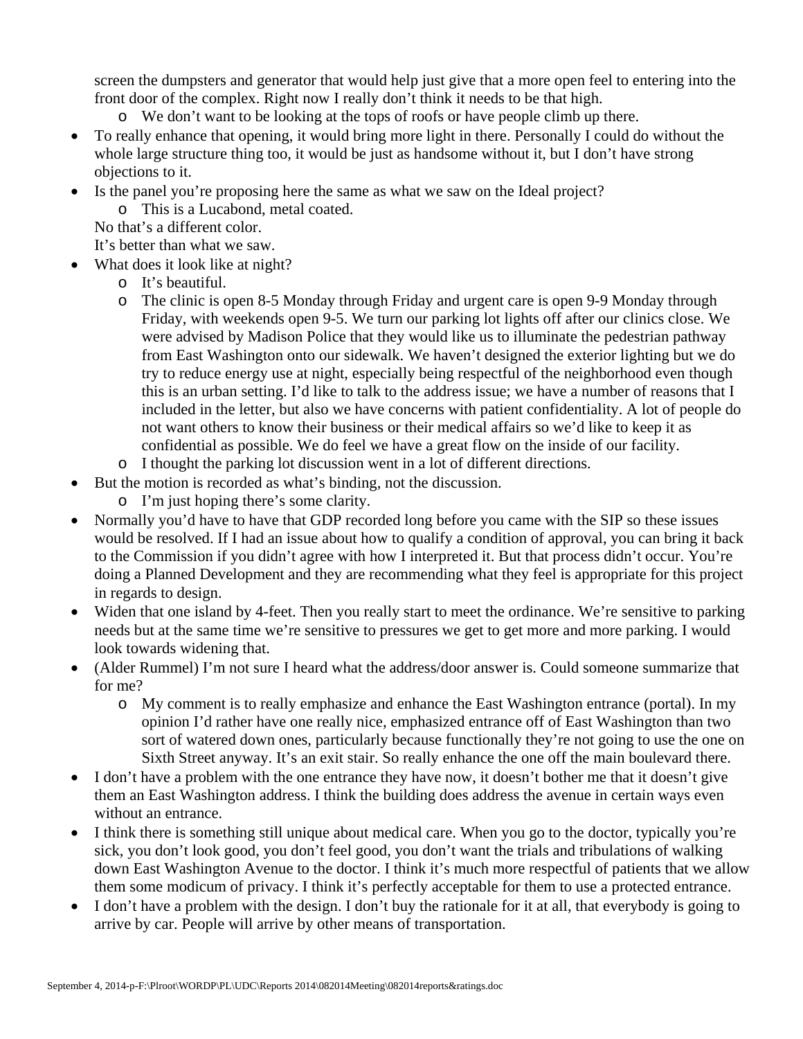screen the dumpsters and generator that would help just give that a more open feel to entering into the front door of the complex. Right now I really don't think it needs to be that high.
  - We don't want to be looking at the tops of roofs or have people climb up there.
- To really enhance that opening, it would bring more light in there. Personally I could do without the whole large structure thing too, it would be just as handsome without it, but I don't have strong objections to it.
- Is the panel you're proposing here the same as what we saw on the Ideal project?
  - This is a Lucabond, metal coated.

  No that's a different color.

  It's better than what we saw.
- What does it look like at night?
  - It's beautiful.
  - The clinic is open 8-5 Monday through Friday and urgent care is open 9-9 Monday through Friday, with weekends open 9-5. We turn our parking lot lights off after our clinics close. We were advised by Madison Police that they would like us to illuminate the pedestrian pathway from East Washington onto our sidewalk. We haven't designed the exterior lighting but we do try to reduce energy use at night, especially being respectful of the neighborhood even though this is an urban setting. I'd like to talk to the address issue; we have a number of reasons that I included in the letter, but also we have concerns with patient confidentiality. A lot of people do not want others to know their business or their medical affairs so we'd like to keep it as confidential as possible. We do feel we have a great flow on the inside of our facility.
  - I thought the parking lot discussion went in a lot of different directions.
- But the motion is recorded as what's binding, not the discussion.
  - I'm just hoping there's some clarity.
- Normally you'd have to have that GDP recorded long before you came with the SIP so these issues would be resolved. If I had an issue about how to qualify a condition of approval, you can bring it back to the Commission if you didn't agree with how I interpreted it. But that process didn't occur. You're doing a Planned Development and they are recommending what they feel is appropriate for this project in regards to design.
- Widen that one island by 4-feet. Then you really start to meet the ordinance. We're sensitive to parking needs but at the same time we're sensitive to pressures we get to get more and more parking. I would look towards widening that.
- (Alder Rummel) I'm not sure I heard what the address/door answer is. Could someone summarize that for me?
  - My comment is to really emphasize and enhance the East Washington entrance (portal). In my opinion I'd rather have one really nice, emphasized entrance off of East Washington than two sort of watered down ones, particularly because functionally they're not going to use the one on Sixth Street anyway. It's an exit stair. So really enhance the one off the main boulevard there.
- I don't have a problem with the one entrance they have now, it doesn't bother me that it doesn't give them an East Washington address. I think the building does address the avenue in certain ways even without an entrance.
- I think there is something still unique about medical care. When you go to the doctor, typically you're sick, you don't look good, you don't feel good, you don't want the trials and tribulations of walking down East Washington Avenue to the doctor. I think it's much more respectful of patients that we allow them some modicum of privacy. I think it's perfectly acceptable for them to use a protected entrance.
- I don't have a problem with the design. I don't buy the rationale for it at all, that everybody is going to arrive by car. People will arrive by other means of transportation.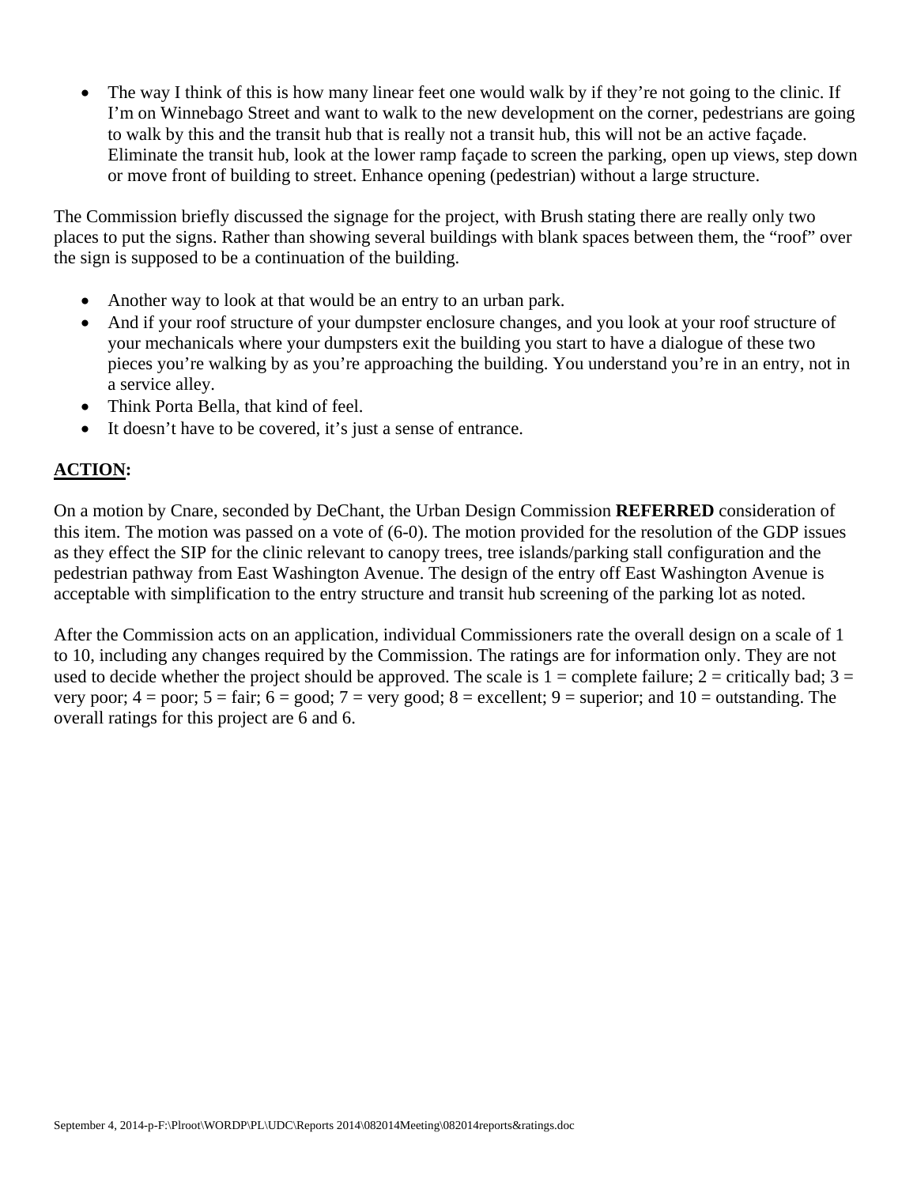- The way I think of this is how many linear feet one would walk by if they're not going to the clinic. If I'm on Winnebago Street and want to walk to the new development on the corner, pedestrians are going to walk by this and the transit hub that is really not a transit hub, this will not be an active façade. Eliminate the transit hub, look at the lower ramp façade to screen the parking, open up views, step down or move front of building to street. Enhance opening (pedestrian) without a large structure.

The Commission briefly discussed the signage for the project, with Brush stating there are really only two places to put the signs. Rather than showing several buildings with blank spaces between them, the "roof" over the sign is supposed to be a continuation of the building.

- Another way to look at that would be an entry to an urban park.
- And if your roof structure of your dumpster enclosure changes, and you look at your roof structure of your mechanicals where your dumpsters exit the building you start to have a dialogue of these two pieces you're walking by as you're approaching the building. You understand you're in an entry, not in a service alley.
- Think Porta Bella, that kind of feel.
- It doesn't have to be covered, it's just a sense of entrance.

**ACTION:**

On a motion by Cnare, seconded by DeChant, the Urban Design Commission **REFERRED** consideration of this item. The motion was passed on a vote of (6-0). The motion provided for the resolution of the GDP issues as they effect the SIP for the clinic relevant to canopy trees, tree islands/parking stall configuration and the pedestrian pathway from East Washington Avenue. The design of the entry off East Washington Avenue is acceptable with simplification to the entry structure and transit hub screening of the parking lot as noted.

After the Commission acts on an application, individual Commissioners rate the overall design on a scale of 1 to 10, including any changes required by the Commission. The ratings are for information only. They are not used to decide whether the project should be approved. The scale is 1 = complete failure; 2 = critically bad; 3 = very poor; 4 = poor; 5 = fair; 6 = good; 7 = very good; 8 = excellent; 9 = superior; and 10 = outstanding. The overall ratings for this project are 6 and 6.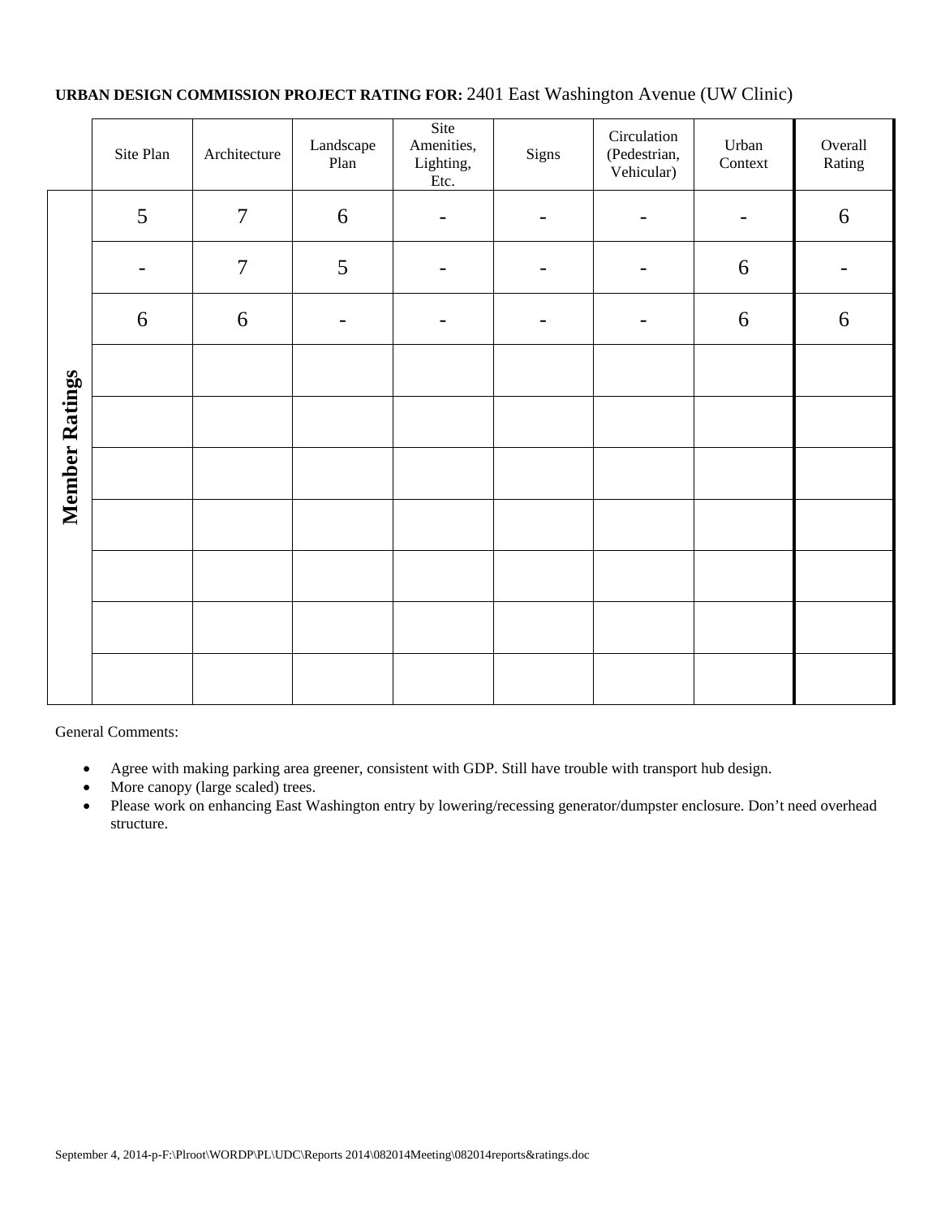**URBAN DESIGN COMMISSION PROJECT RATING FOR:** 2401 East Washington Avenue (UW Clinic)

| | Site Plan | Architecture | Landscape Plan | Site Amenities, Lighting, Etc. | Signs | Circulation (Pedestrian, Vehicular) | Urban Context | Overall Rating |
|---|---|---|---|---|---|---|---|---|
| **Member Ratings** | 5 | 7 | 6 | - | - | - | - | 6 |
| | - | 7 | 5 | - | - | - | 6 | - |
| | 6 | 6 | - | - | - | - | 6 | 6 |
| | | | | | | | | |
| | | | | | | | | |
| | | | | | | | | |
| | | | | | | | | |
| | | | | | | | | |
| | | | | | | | | |
| | | | | | | | | |

General Comments:

- Agree with making parking area greener, consistent with GDP. Still have trouble with transport hub design.
- More canopy (large scaled) trees.
- Please work on enhancing East Washington entry by lowering/recessing generator/dumpster enclosure. Don't need overhead structure.